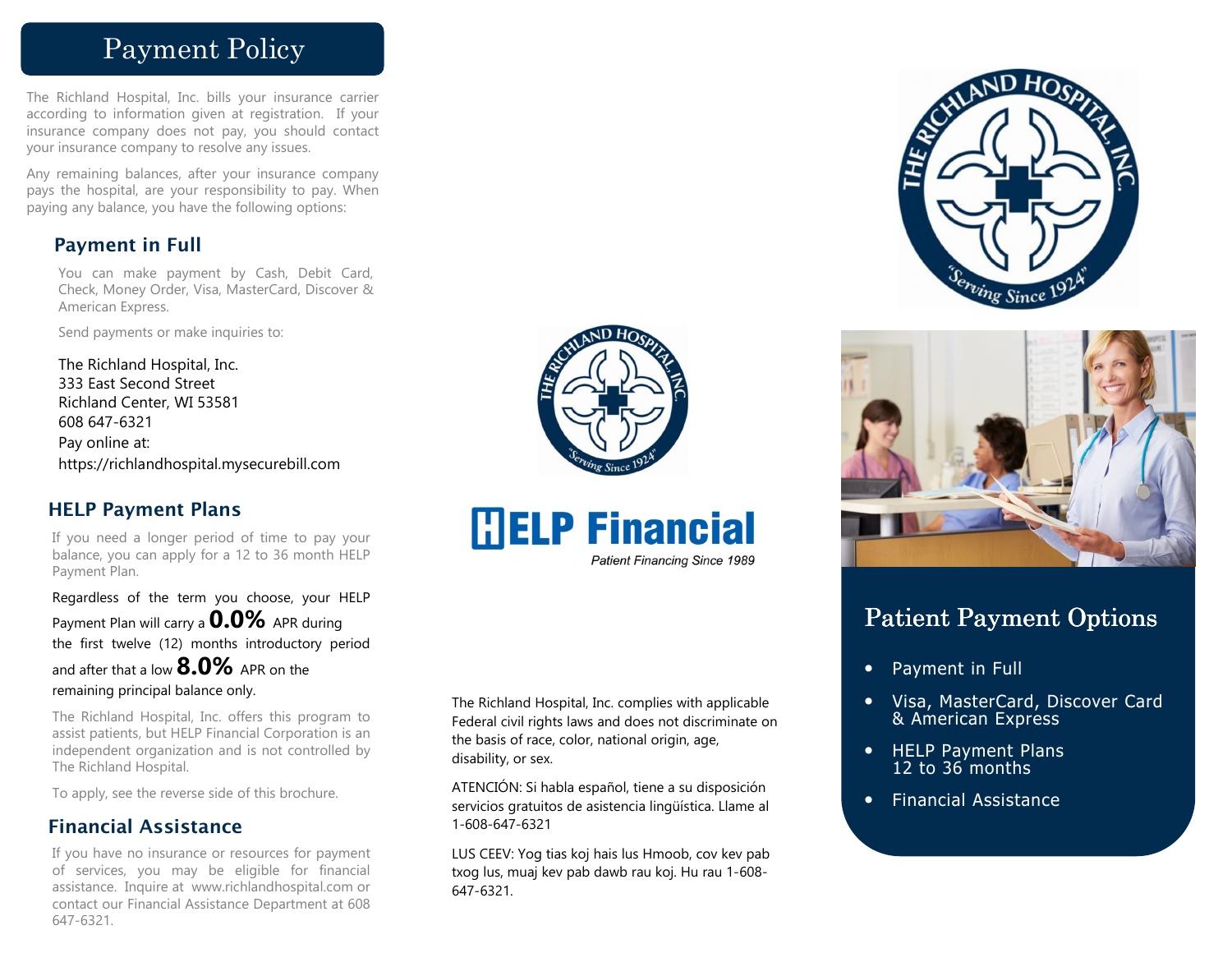# Payment Policy

The Richland Hospital, Inc. bills your insurance carrier according to information given at registration. If your insurance company does not pay, you should contact your insurance company to resolve any issues.

Any remaining balances, after your insurance company pays the hospital, are your responsibility to pay. When paying any balance, you have the following options:

## Payment in Full

You can make payment by Cash, Debit Card, Check, Money Order, Visa, MasterCard, Discover & American Express.

Send payments or make inquiries to:

The Richland Hospital, Inc.
333 East Second Street
Richland Center, WI 53581
608 647-6321
Pay online at:
https://richlandhospital.mysecurebill.com

## HELP Payment Plans

If you need a longer period of time to pay your balance, you can apply for a 12 to 36 month HELP Payment Plan.

Regardless of the term you choose, your HELP Payment Plan will carry a **0.0%** APR during the first twelve (12) months introductory period and after that a low **8.0%** APR on the remaining principal balance only.

The Richland Hospital, Inc. offers this program to assist patients, but HELP Financial Corporation is an independent organization and is not controlled by The Richland Hospital.

To apply, see the reverse side of this brochure.

## Financial Assistance

If you have no insurance or resources for payment of services, you may be eligible for financial assistance. Inquire at www.richlandhospital.com or contact our Financial Assistance Department at 608 647-6321.

THE RICHLAND HOSPITAL, INC.
"Serving Since 1924"

**HELP Financial**
*Patient Financing Since 1989*

The Richland Hospital, Inc. complies with applicable Federal civil rights laws and does not discriminate on the basis of race, color, national origin, age, disability, or sex.

ATENCIÓN: Si habla español, tiene a su disposición servicios gratuitos de asistencia lingüística. Llame al 1-608-647-6321

LUS CEEV: Yog tias koj hais lus Hmoob, cov kev pab txog lus, muaj kev pab dawb rau koj. Hu rau 1-608-647-6321.

THE RICHLAND HOSPITAL, INC.
"Serving Since 1924"

# Patient Payment Options

- Payment in Full
- Visa, MasterCard, Discover Card & American Express
- HELP Payment Plans 12 to 36 months
- Financial Assistance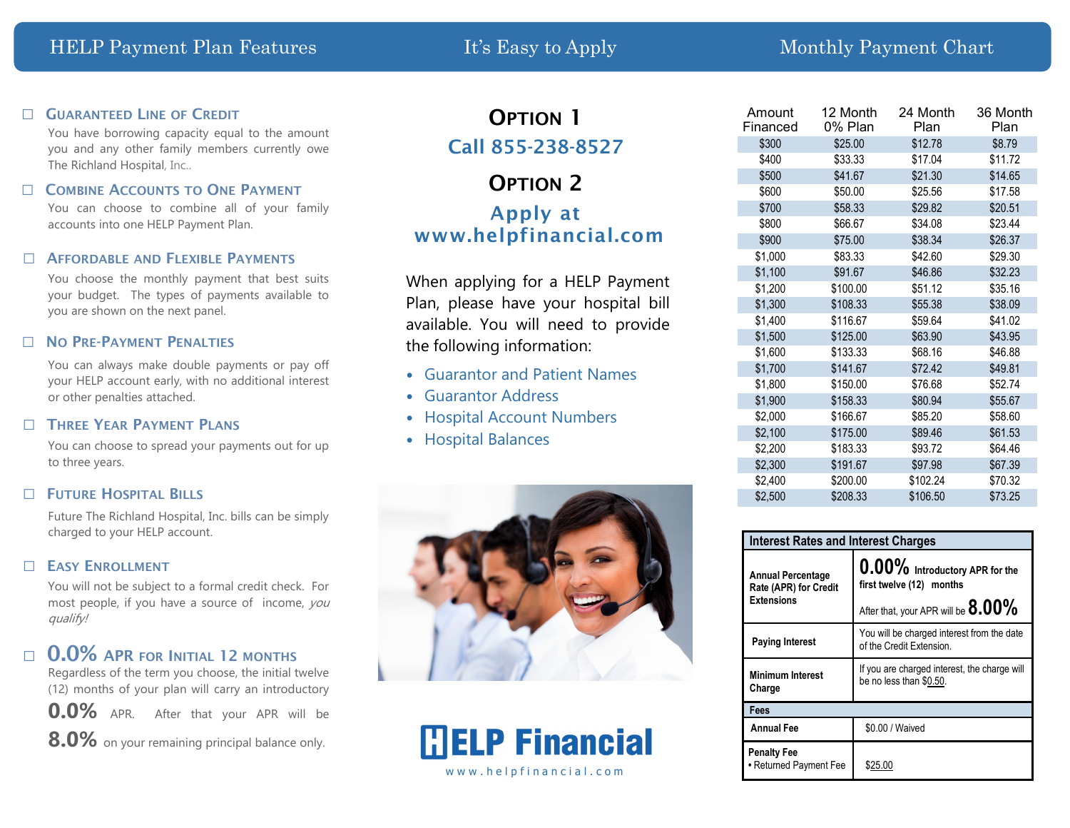## HELP Payment Plan Features

☐ **Guaranteed Line of Credit**

You have borrowing capacity equal to the amount you and any other family members currently owe The Richland Hospital, Inc..

☐ **Combine Accounts to One Payment**

You can choose to combine all of your family accounts into one HELP Payment Plan.

☐ **Affordable and Flexible Payments**

You choose the monthly payment that best suits your budget. The types of payments available to you are shown on the next panel.

☐ **No Pre-Payment Penalties**

You can always make double payments or pay off your HELP account early, with no additional interest or other penalties attached.

☐ **Three Year Payment Plans**

You can choose to spread your payments out for up to three years.

☐ **Future Hospital Bills**

Future The Richland Hospital, Inc. bills can be simply charged to your HELP account.

☐ **Easy Enrollment**

You will not be subject to a formal credit check. For most people, if you have a source of income, *you qualify!*

☐ **0.0% APR for Initial 12 months**

Regardless of the term you choose, the initial twelve (12) months of your plan will carry an introductory **0.0%** APR. After that your APR will be **8.0%** on your remaining principal balance only.

## It's Easy to Apply

### Option 1
**Call 855-238-8527**

### Option 2
**Apply at www.helpfinancial.com**

When applying for a HELP Payment Plan, please have your hospital bill available. You will need to provide the following information:

- Guarantor and Patient Names
- Guarantor Address
- Hospital Account Numbers
- Hospital Balances

**HELP Financial**

www.helpfinancial.com

## Monthly Payment Chart

| Amount Financed | 12 Month 0% Plan | 24 Month Plan | 36 Month Plan |
|---|---|---|---|
| $300 | $25.00 | $12.78 | $8.79 |
| $400 | $33.33 | $17.04 | $11.72 |
| $500 | $41.67 | $21.30 | $14.65 |
| $600 | $50.00 | $25.56 | $17.58 |
| $700 | $58.33 | $29.82 | $20.51 |
| $800 | $66.67 | $34.08 | $23.44 |
| $900 | $75.00 | $38.34 | $26.37 |
| $1,000 | $83.33 | $42.60 | $29.30 |
| $1,100 | $91.67 | $46.86 | $32.23 |
| $1,200 | $100.00 | $51.12 | $35.16 |
| $1,300 | $108.33 | $55.38 | $38.09 |
| $1,400 | $116.67 | $59.64 | $41.02 |
| $1,500 | $125.00 | $63.90 | $43.95 |
| $1,600 | $133.33 | $68.16 | $46.88 |
| $1,700 | $141.67 | $72.42 | $49.81 |
| $1,800 | $150.00 | $76.68 | $52.74 |
| $1,900 | $158.33 | $80.94 | $55.67 |
| $2,000 | $166.67 | $85.20 | $58.60 |
| $2,100 | $175.00 | $89.46 | $61.53 |
| $2,200 | $183.33 | $93.72 | $64.46 |
| $2,300 | $191.67 | $97.98 | $67.39 |
| $2,400 | $200.00 | $102.24 | $70.32 |
| $2,500 | $208.33 | $106.50 | $73.25 |

| Interest Rates and Interest Charges | |
|---|---|
| **Annual Percentage Rate (APR) for Credit Extensions** | **0.00%** Introductory APR for the first twelve (12) months<br>After that, your APR will be **8.00%** |
| **Paying Interest** | You will be charged interest from the date of the Credit Extension. |
| **Minimum Interest Charge** | If you are charged interest, the charge will be no less than $0.50. |
| **Fees** | |
| **Annual Fee** | $0.00 / Waived |
| **Penalty Fee**<br>• Returned Payment Fee | $25.00 |